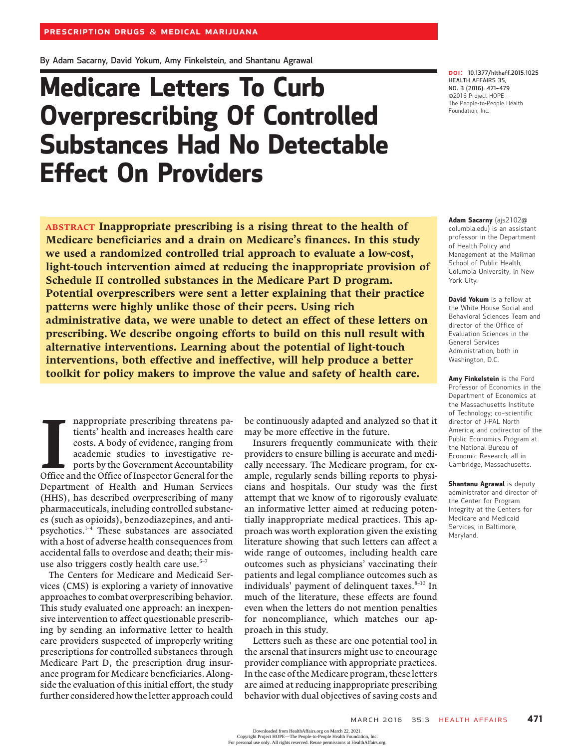PRESCRIPTION DRUGS & MEDICAL MARIJUANA

By Adam Sacarny, David Yokum, Amy Finkelstein, and Shantanu Agrawal

# Medicare Letters To Curb Overprescribing Of Controlled Substances Had No Detectable Effect On Providers

DOI: 10.1377/hlthaff.2015.1025
HEALTH AFFAIRS 35, NO. 3 (2016): 471–479
©2016 Project HOPE— The People-to-People Health Foundation, Inc.

**ABSTRACT Inappropriate prescribing is a rising threat to the health of Medicare beneficiaries and a drain on Medicare's finances. In this study we used a randomized controlled trial approach to evaluate a low-cost, light-touch intervention aimed at reducing the inappropriate provision of Schedule II controlled substances in the Medicare Part D program. Potential overprescribers were sent a letter explaining that their practice patterns were highly unlike those of their peers. Using rich administrative data, we were unable to detect an effect of these letters on prescribing. We describe ongoing efforts to build on this null result with alternative interventions. Learning about the potential of light-touch interventions, both effective and ineffective, will help produce a better toolkit for policy makers to improve the value and safety of health care.**

**Adam Sacarny** (ajs2102@columbia.edu) is an assistant professor in the Department of Health Policy and Management at the Mailman School of Public Health, Columbia University, in New York City.

**David Yokum** is a fellow at the White House Social and Behavioral Sciences Team and director of the Office of Evaluation Sciences in the General Services Administration, both in Washington, D.C.

**Amy Finkelstein** is the Ford Professor of Economics in the Department of Economics at the Massachusetts Institute of Technology; co-scientific director of J-PAL North America; and codirector of the Public Economics Program at the National Bureau of Economic Research, all in Cambridge, Massachusetts.

**Shantanu Agrawal** is deputy administrator and director of the Center for Program Integrity at the Centers for Medicare and Medicaid Services, in Baltimore, Maryland.

Inappropriate prescribing threatens patients' health and increases health care costs. A body of evidence, ranging from academic studies to investigative reports by the Government Accountability Office and the Office of Inspector General for the Department of Health and Human Services (HHS), has described overprescribing of many pharmaceuticals, including controlled substances (such as opioids), benzodiazepines, and antipsychotics.[1–4] These substances are associated with a host of adverse health consequences from accidental falls to overdose and death; their misuse also triggers costly health care use.[5–7]

The Centers for Medicare and Medicaid Services (CMS) is exploring a variety of innovative approaches to combat overprescribing behavior. This study evaluated one approach: an inexpensive intervention to affect questionable prescribing by sending an informative letter to health care providers suspected of improperly writing prescriptions for controlled substances through Medicare Part D, the prescription drug insurance program for Medicare beneficiaries. Alongside the evaluation of this initial effort, the study further considered how the letter approach could be continuously adapted and analyzed so that it may be more effective in the future.

Insurers frequently communicate with their providers to ensure billing is accurate and medically necessary. The Medicare program, for example, regularly sends billing reports to physicians and hospitals. Our study was the first attempt that we know of to rigorously evaluate an informative letter aimed at reducing potentially inappropriate medical practices. This approach was worth exploration given the existing literature showing that such letters can affect a wide range of outcomes, including health care outcomes such as physicians' vaccinating their patients and legal compliance outcomes such as individuals' payment of delinquent taxes.[8–10] In much of the literature, these effects are found even when the letters do not mention penalties for noncompliance, which matches our approach in this study.

Letters such as these are one potential tool in the arsenal that insurers might use to encourage provider compliance with appropriate practices. In the case of the Medicare program, these letters are aimed at reducing inappropriate prescribing behavior with dual objectives of saving costs and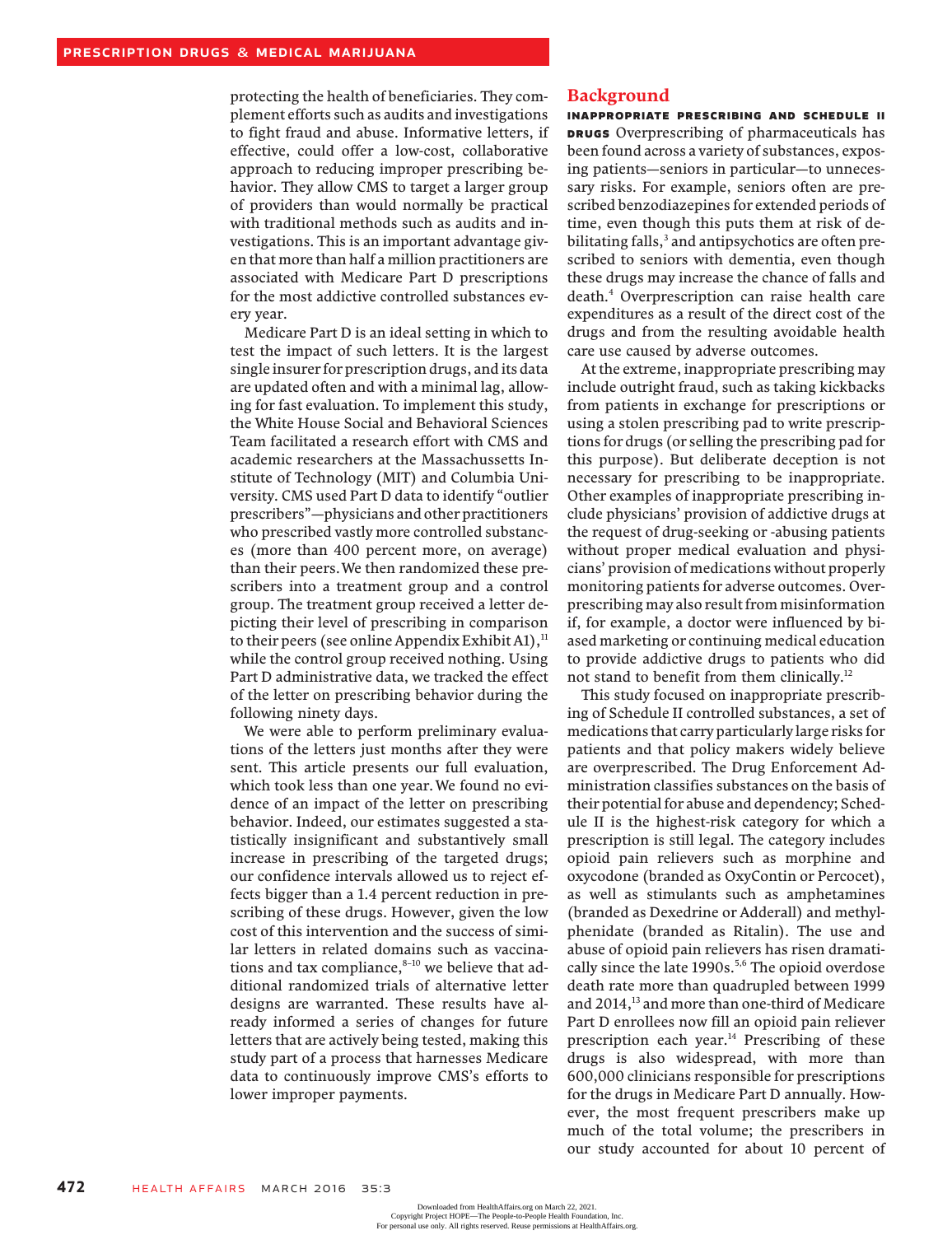protecting the health of beneficiaries. They complement efforts such as audits and investigations to fight fraud and abuse. Informative letters, if effective, could offer a low-cost, collaborative approach to reducing improper prescribing behavior. They allow CMS to target a larger group of providers than would normally be practical with traditional methods such as audits and investigations. This is an important advantage given that more than half a million practitioners are associated with Medicare Part D prescriptions for the most addictive controlled substances every year.

Medicare Part D is an ideal setting in which to test the impact of such letters. It is the largest single insurer for prescription drugs, and its data are updated often and with a minimal lag, allowing for fast evaluation. To implement this study, the White House Social and Behavioral Sciences Team facilitated a research effort with CMS and academic researchers at the Massachussetts Institute of Technology (MIT) and Columbia University. CMS used Part D data to identify "outlier prescribers"—physicians and other practitioners who prescribed vastly more controlled substances (more than 400 percent more, on average) than their peers. We then randomized these prescribers into a treatment group and a control group. The treatment group received a letter depicting their level of prescribing in comparison to their peers (see online Appendix Exhibit A1),[11] while the control group received nothing. Using Part D administrative data, we tracked the effect of the letter on prescribing behavior during the following ninety days.

We were able to perform preliminary evaluations of the letters just months after they were sent. This article presents our full evaluation, which took less than one year. We found no evidence of an impact of the letter on prescribing behavior. Indeed, our estimates suggested a statistically insignificant and substantively small increase in prescribing of the targeted drugs; our confidence intervals allowed us to reject effects bigger than a 1.4 percent reduction in prescribing of these drugs. However, given the low cost of this intervention and the success of similar letters in related domains such as vaccinations and tax compliance,[8–10] we believe that additional randomized trials of alternative letter designs are warranted. These results have already informed a series of changes for future letters that are actively being tested, making this study part of a process that harnesses Medicare data to continuously improve CMS's efforts to lower improper payments.

## Background

**INAPPROPRIATE PRESCRIBING AND SCHEDULE II DRUGS** Overprescribing of pharmaceuticals has been found across a variety of substances, exposing patients—seniors in particular—to unnecessary risks. For example, seniors often are prescribed benzodiazepines for extended periods of time, even though this puts them at risk of debilitating falls,[3] and antipsychotics are often prescribed to seniors with dementia, even though these drugs may increase the chance of falls and death.[4] Overprescription can raise health care expenditures as a result of the direct cost of the drugs and from the resulting avoidable health care use caused by adverse outcomes.

At the extreme, inappropriate prescribing may include outright fraud, such as taking kickbacks from patients in exchange for prescriptions or using a stolen prescribing pad to write prescriptions for drugs (or selling the prescribing pad for this purpose). But deliberate deception is not necessary for prescribing to be inappropriate. Other examples of inappropriate prescribing include physicians' provision of addictive drugs at the request of drug-seeking or -abusing patients without proper medical evaluation and physicians' provision of medications without properly monitoring patients for adverse outcomes. Overprescribing may also result from misinformation if, for example, a doctor were influenced by biased marketing or continuing medical education to provide addictive drugs to patients who did not stand to benefit from them clinically.[12]

This study focused on inappropriate prescribing of Schedule II controlled substances, a set of medications that carry particularly large risks for patients and that policy makers widely believe are overprescribed. The Drug Enforcement Administration classifies substances on the basis of their potential for abuse and dependency; Schedule II is the highest-risk category for which a prescription is still legal. The category includes opioid pain relievers such as morphine and oxycodone (branded as OxyContin or Percocet), as well as stimulants such as amphetamines (branded as Dexedrine or Adderall) and methylphenidate (branded as Ritalin). The use and abuse of opioid pain relievers has risen dramatically since the late 1990s.[5,6] The opioid overdose death rate more than quadrupled between 1999 and 2014,[13] and more than one-third of Medicare Part D enrollees now fill an opioid pain reliever prescription each year.[14] Prescribing of these drugs is also widespread, with more than 600,000 clinicians responsible for prescriptions for the drugs in Medicare Part D annually. However, the most frequent prescribers make up much of the total volume; the prescribers in our study accounted for about 10 percent of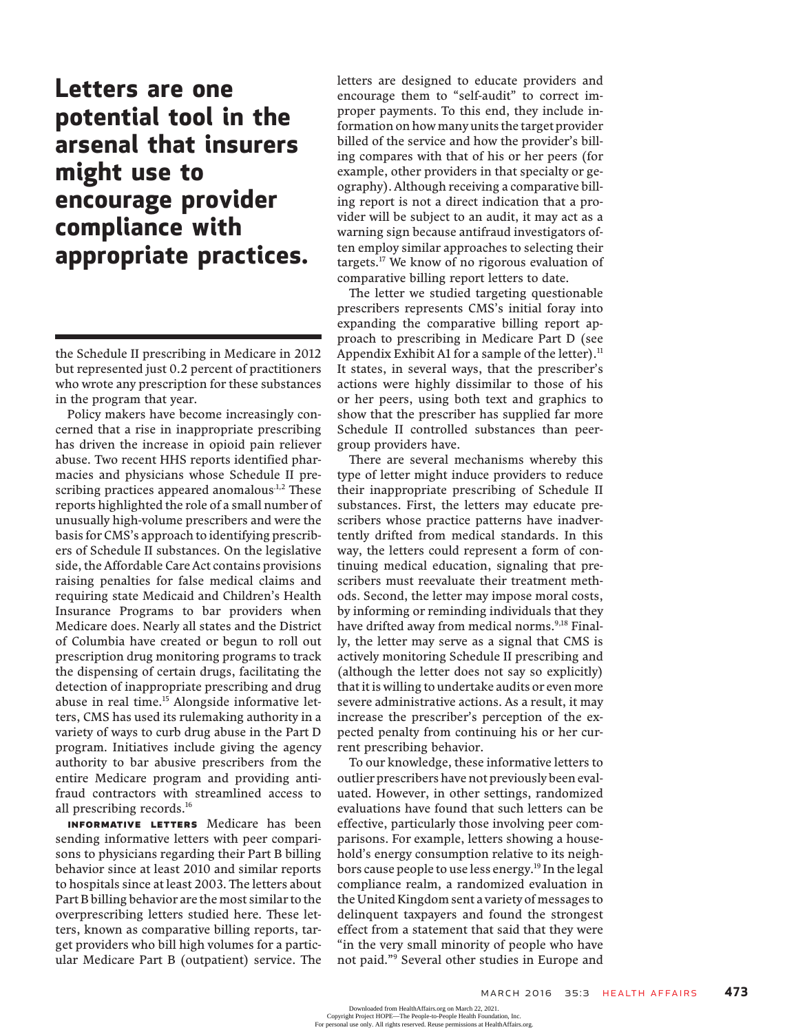**Letters are one potential tool in the arsenal that insurers might use to encourage provider compliance with appropriate practices.**

the Schedule II prescribing in Medicare in 2012 but represented just 0.2 percent of practitioners who wrote any prescription for these substances in the program that year.

Policy makers have become increasingly concerned that a rise in inappropriate prescribing has driven the increase in opioid pain reliever abuse. Two recent HHS reports identified pharmacies and physicians whose Schedule II prescribing practices appeared anomalous.[1,2] These reports highlighted the role of a small number of unusually high-volume prescribers and were the basis for CMS's approach to identifying prescribers of Schedule II substances. On the legislative side, the Affordable Care Act contains provisions raising penalties for false medical claims and requiring state Medicaid and Children's Health Insurance Programs to bar providers when Medicare does. Nearly all states and the District of Columbia have created or begun to roll out prescription drug monitoring programs to track the dispensing of certain drugs, facilitating the detection of inappropriate prescribing and drug abuse in real time.[15] Alongside informative letters, CMS has used its rulemaking authority in a variety of ways to curb drug abuse in the Part D program. Initiatives include giving the agency authority to bar abusive prescribers from the entire Medicare program and providing antifraud contractors with streamlined access to all prescribing records.[16]

**INFORMATIVE LETTERS** Medicare has been sending informative letters with peer comparisons to physicians regarding their Part B billing behavior since at least 2010 and similar reports to hospitals since at least 2003. The letters about Part B billing behavior are the most similar to the overprescribing letters studied here. These letters, known as comparative billing reports, target providers who bill high volumes for a particular Medicare Part B (outpatient) service. The letters are designed to educate providers and encourage them to "self-audit" to correct improper payments. To this end, they include information on how many units the target provider billed of the service and how the provider's billing compares with that of his or her peers (for example, other providers in that specialty or geography). Although receiving a comparative billing report is not a direct indication that a provider will be subject to an audit, it may act as a warning sign because antifraud investigators often employ similar approaches to selecting their targets.[17] We know of no rigorous evaluation of comparative billing report letters to date.

The letter we studied targeting questionable prescribers represents CMS's initial foray into expanding the comparative billing report approach to prescribing in Medicare Part D (see Appendix Exhibit A1 for a sample of the letter).[11] It states, in several ways, that the prescriber's actions were highly dissimilar to those of his or her peers, using both text and graphics to show that the prescriber has supplied far more Schedule II controlled substances than peer-group providers have.

There are several mechanisms whereby this type of letter might induce providers to reduce their inappropriate prescribing of Schedule II substances. First, the letters may educate prescribers whose practice patterns have inadvertently drifted from medical standards. In this way, the letters could represent a form of continuing medical education, signaling that prescribers must reevaluate their treatment methods. Second, the letter may impose moral costs, by informing or reminding individuals that they have drifted away from medical norms.[9,18] Finally, the letter may serve as a signal that CMS is actively monitoring Schedule II prescribing and (although the letter does not say so explicitly) that it is willing to undertake audits or even more severe administrative actions. As a result, it may increase the prescriber's perception of the expected penalty from continuing his or her current prescribing behavior.

To our knowledge, these informative letters to outlier prescribers have not previously been evaluated. However, in other settings, randomized evaluations have found that such letters can be effective, particularly those involving peer comparisons. For example, letters showing a household's energy consumption relative to its neighbors cause people to use less energy.[19] In the legal compliance realm, a randomized evaluation in the United Kingdom sent a variety of messages to delinquent taxpayers and found the strongest effect from a statement that said that they were "in the very small minority of people who have not paid."[9] Several other studies in Europe and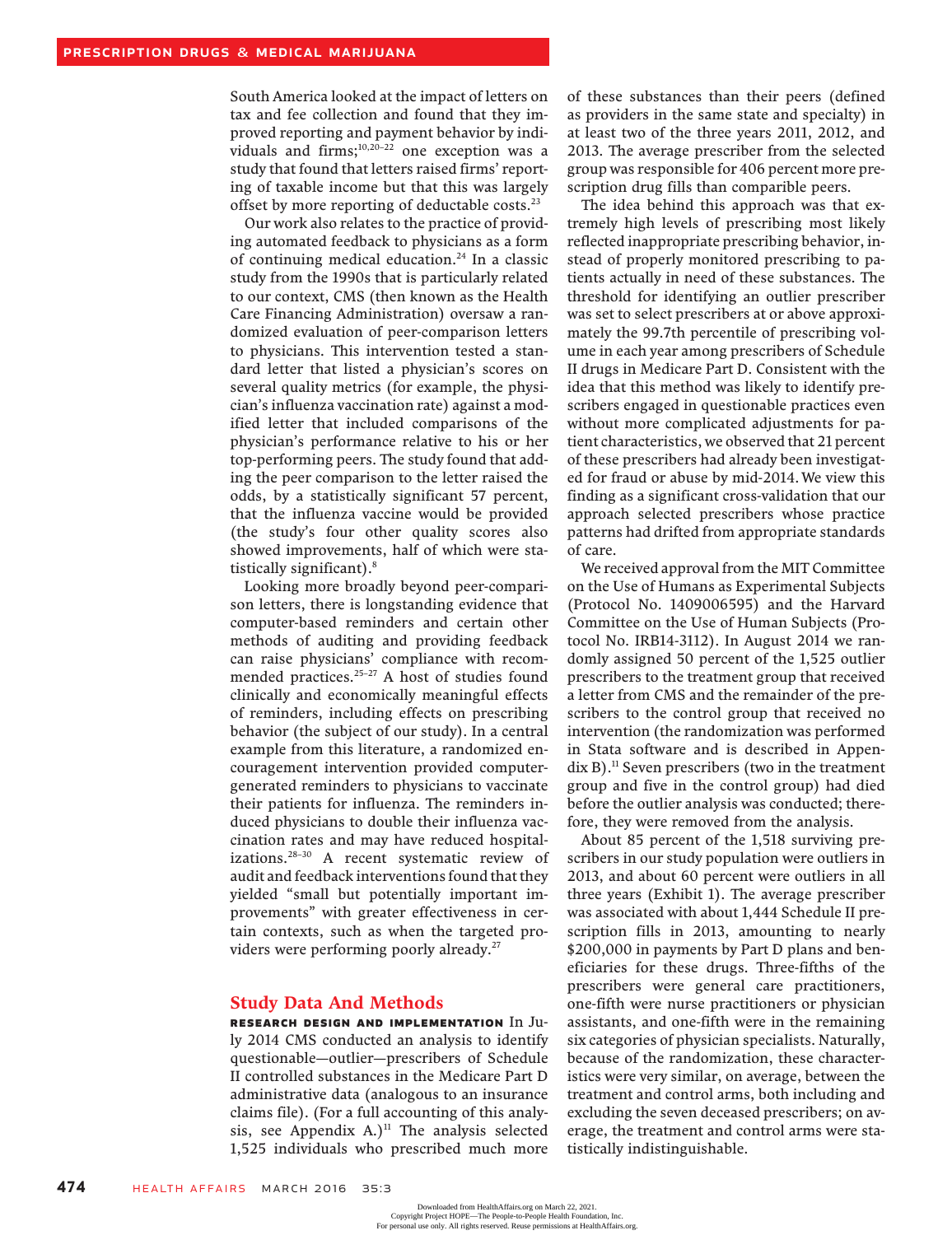South America looked at the impact of letters on tax and fee collection and found that they improved reporting and payment behavior by individuals and firms;[10,20–22] one exception was a study that found that letters raised firms' reporting of taxable income but that this was largely offset by more reporting of deductable costs.[23]

Our work also relates to the practice of providing automated feedback to physicians as a form of continuing medical education.[24] In a classic study from the 1990s that is particularly related to our context, CMS (then known as the Health Care Financing Administration) oversaw a randomized evaluation of peer-comparison letters to physicians. This intervention tested a standard letter that listed a physician's scores on several quality metrics (for example, the physician's influenza vaccination rate) against a modified letter that included comparisons of the physician's performance relative to his or her top-performing peers. The study found that adding the peer comparison to the letter raised the odds, by a statistically significant 57 percent, that the influenza vaccine would be provided (the study's four other quality scores also showed improvements, half of which were statistically significant).[8]

Looking more broadly beyond peer-comparison letters, there is longstanding evidence that computer-based reminders and certain other methods of auditing and providing feedback can raise physicians' compliance with recommended practices.[25–27] A host of studies found clinically and economically meaningful effects of reminders, including effects on prescribing behavior (the subject of our study). In a central example from this literature, a randomized encouragement intervention provided computer-generated reminders to physicians to vaccinate their patients for influenza. The reminders induced physicians to double their influenza vaccination rates and may have reduced hospitalizations.[28–30] A recent systematic review of audit and feedback interventions found that they yielded "small but potentially important improvements" with greater effectiveness in certain contexts, such as when the targeted providers were performing poorly already.[27]

## Study Data And Methods

**RESEARCH DESIGN AND IMPLEMENTATION** In July 2014 CMS conducted an analysis to identify questionable—outlier—prescribers of Schedule II controlled substances in the Medicare Part D administrative data (analogous to an insurance claims file). (For a full accounting of this analysis, see Appendix A.)[11] The analysis selected 1,525 individuals who prescribed much more of these substances than their peers (defined as providers in the same state and specialty) in at least two of the three years 2011, 2012, and 2013. The average prescriber from the selected group was responsible for 406 percent more prescription drug fills than comparible peers.

The idea behind this approach was that extremely high levels of prescribing most likely reflected inappropriate prescribing behavior, instead of properly monitored prescribing to patients actually in need of these substances. The threshold for identifying an outlier prescriber was set to select prescribers at or above approximately the 99.7th percentile of prescribing volume in each year among prescribers of Schedule II drugs in Medicare Part D. Consistent with the idea that this method was likely to identify prescribers engaged in questionable practices even without more complicated adjustments for patient characteristics, we observed that 21 percent of these prescribers had already been investigated for fraud or abuse by mid-2014. We view this finding as a significant cross-validation that our approach selected prescribers whose practice patterns had drifted from appropriate standards of care.

We received approval from the MIT Committee on the Use of Humans as Experimental Subjects (Protocol No. 1409006595) and the Harvard Committee on the Use of Human Subjects (Protocol No. IRB14-3112). In August 2014 we randomly assigned 50 percent of the 1,525 outlier prescribers to the treatment group that received a letter from CMS and the remainder of the prescribers to the control group that received no intervention (the randomization was performed in Stata software and is described in Appendix B).[11] Seven prescribers (two in the treatment group and five in the control group) had died before the outlier analysis was conducted; therefore, they were removed from the analysis.

About 85 percent of the 1,518 surviving prescribers in our study population were outliers in 2013, and about 60 percent were outliers in all three years (Exhibit 1). The average prescriber was associated with about 1,444 Schedule II prescription fills in 2013, amounting to nearly $200,000 in payments by Part D plans and beneficiaries for these drugs. Three-fifths of the prescribers were general care practitioners, one-fifth were nurse practitioners or physician assistants, and one-fifth were in the remaining six categories of physician specialists. Naturally, because of the randomization, these characteristics were very similar, on average, between the treatment and control arms, both including and excluding the seven deceased prescribers; on average, the treatment and control arms were statistically indistinguishable.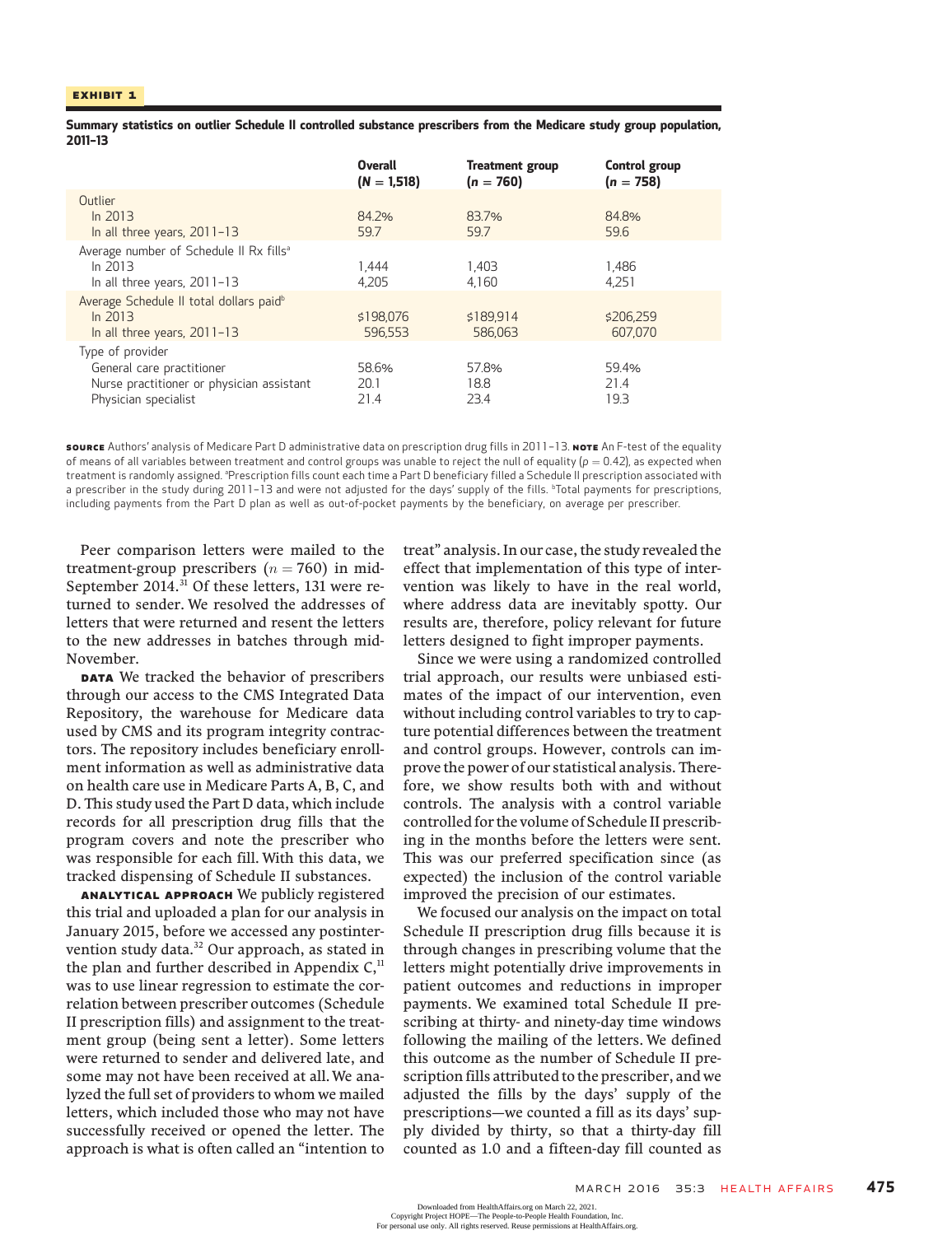**EXHIBIT 1**

**Summary statistics on outlier Schedule II controlled substance prescribers from the Medicare study group population, 2011–13**

| | Overall ($N$ = 1,518) | Treatment group ($n$ = 760) | Control group ($n$ = 758) |
|---|---|---|---|
| Outlier | | | |
| In 2013 | 84.2% | 83.7% | 84.8% |
| In all three years, 2011–13 | 59.7 | 59.7 | 59.6 |
| Average number of Schedule II Rx fills[a] | | | |
| In 2013 | 1,444 | 1,403 | 1,486 |
| In all three years, 2011–13 | 4,205 | 4,160 | 4,251 |
| Average Schedule II total dollars paid[b] | | | |
| In 2013 | $198,076 | $189,914 | $206,259 |
| In all three years, 2011–13 | 596,553 | 586,063 | 607,070 |
| Type of provider | | | |
| General care practitioner | 58.6% | 57.8% | 59.4% |
| Nurse practitioner or physician assistant | 20.1 | 18.8 | 21.4 |
| Physician specialist | 21.4 | 23.4 | 19.3 |

**SOURCE** Authors' analysis of Medicare Part D administrative data on prescription drug fills in 2011–13. **NOTE** An F-test of the equality of means of all variables between treatment and control groups was unable to reject the null of equality ($p = 0.42$), as expected when treatment is randomly assigned. [a]Prescription fills count each time a Part D beneficiary filled a Schedule II prescription associated with a prescriber in the study during 2011–13 and were not adjusted for the days' supply of the fills. [b]Total payments for prescriptions, including payments from the Part D plan as well as out-of-pocket payments by the beneficiary, on average per prescriber.

Peer comparison letters were mailed to the treatment-group prescribers ($n = 760$) in mid-September 2014.[31] Of these letters, 131 were returned to sender. We resolved the addresses of letters that were returned and resent the letters to the new addresses in batches through mid-November.

**DATA** We tracked the behavior of prescribers through our access to the CMS Integrated Data Repository, the warehouse for Medicare data used by CMS and its program integrity contractors. The repository includes beneficiary enrollment information as well as administrative data on health care use in Medicare Parts A, B, C, and D. This study used the Part D data, which include records for all prescription drug fills that the program covers and note the prescriber who was responsible for each fill. With this data, we tracked dispensing of Schedule II substances.

**ANALYTICAL APPROACH** We publicly registered this trial and uploaded a plan for our analysis in January 2015, before we accessed any postintervention study data.[32] Our approach, as stated in the plan and further described in Appendix C,[11] was to use linear regression to estimate the correlation between prescriber outcomes (Schedule II prescription fills) and assignment to the treatment group (being sent a letter). Some letters were returned to sender and delivered late, and some may not have been received at all. We analyzed the full set of providers to whom we mailed letters, which included those who may not have successfully received or opened the letter. The approach is what is often called an "intention to treat" analysis. In our case, the study revealed the effect that implementation of this type of intervention was likely to have in the real world, where address data are inevitably spotty. Our results are, therefore, policy relevant for future letters designed to fight improper payments.

Since we were using a randomized controlled trial approach, our results were unbiased estimates of the impact of our intervention, even without including control variables to try to capture potential differences between the treatment and control groups. However, controls can improve the power of our statistical analysis. Therefore, we show results both with and without controls. The analysis with a control variable controlled for the volume of Schedule II prescribing in the months before the letters were sent. This was our preferred specification since (as expected) the inclusion of the control variable improved the precision of our estimates.

We focused our analysis on the impact on total Schedule II prescription drug fills because it is through changes in prescribing volume that the letters might potentially drive improvements in patient outcomes and reductions in improper payments. We examined total Schedule II prescribing at thirty- and ninety-day time windows following the mailing of the letters. We defined this outcome as the number of Schedule II prescription fills attributed to the prescriber, and we adjusted the fills by the days' supply of the prescriptions—we counted a fill as its days' supply divided by thirty, so that a thirty-day fill counted as 1.0 and a fifteen-day fill counted as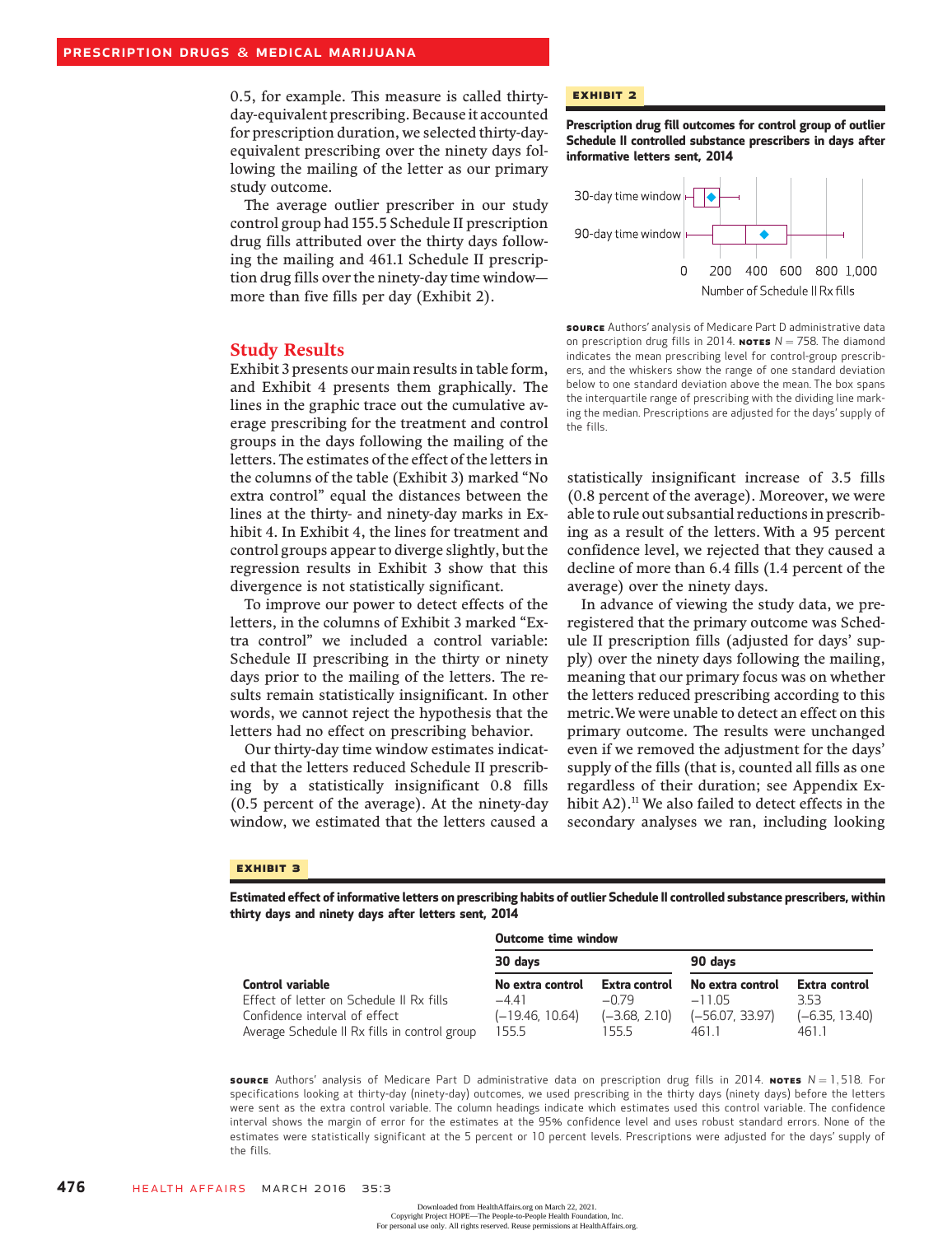0.5, for example. This measure is called thirty-day-equivalent prescribing. Because it accounted for prescription duration, we selected thirty-day-equivalent prescribing over the ninety days following the mailing of the letter as our primary study outcome.

The average outlier prescriber in our study control group had 155.5 Schedule II prescription drug fills attributed over the thirty days following the mailing and 461.1 Schedule II prescription drug fills over the ninety-day time window—more than five fills per day (Exhibit 2).

**EXHIBIT 2**

**Prescription drug fill outcomes for control group of outlier Schedule II controlled substance prescribers in days after informative letters sent, 2014**

| | |
|---|---|
| 30-day time window | |
| 90-day time window | |

0 200 400 600 800 1,000

Number of Schedule II Rx fills

**SOURCE** Authors' analysis of Medicare Part D administrative data on prescription drug fills in 2014. **NOTES** $N = 758$. The diamond indicates the mean prescribing level for control-group prescribers, and the whiskers show the range of one standard deviation below to one standard deviation above the mean. The box spans the interquartile range of prescribing with the dividing line marking the median. Prescriptions are adjusted for the days' supply of the fills.

## Study Results

Exhibit 3 presents our main results in table form, and Exhibit 4 presents them graphically. The lines in the graphic trace out the cumulative average prescribing for the treatment and control groups in the days following the mailing of the letters. The estimates of the effect of the letters in the columns of the table (Exhibit 3) marked "No extra control" equal the distances between the lines at the thirty- and ninety-day marks in Exhibit 4. In Exhibit 4, the lines for treatment and control groups appear to diverge slightly, but the regression results in Exhibit 3 show that this divergence is not statistically significant.

To improve our power to detect effects of the letters, in the columns of Exhibit 3 marked "Extra control" we included a control variable: Schedule II prescribing in the thirty or ninety days prior to the mailing of the letters. The results remain statistically insignificant. In other words, we cannot reject the hypothesis that the letters had no effect on prescribing behavior.

Our thirty-day time window estimates indicated that the letters reduced Schedule II prescribing by a statistically insignificant 0.8 fills (0.5 percent of the average). At the ninety-day window, we estimated that the letters caused a statistically insignificant increase of 3.5 fills (0.8 percent of the average). Moreover, we were able to rule out subsantial reductions in prescribing as a result of the letters. With a 95 percent confidence level, we rejected that they caused a decline of more than 6.4 fills (1.4 percent of the average) over the ninety days.

In advance of viewing the study data, we preregistered that the primary outcome was Schedule II prescription fills (adjusted for days' supply) over the ninety days following the mailing, meaning that our primary focus was on whether the letters reduced prescribing according to this metric. We were unable to detect an effect on this primary outcome. The results were unchanged even if we removed the adjustment for the days' supply of the fills (that is, counted all fills as one regardless of their duration; see Appendix Exhibit A2).[11] We also failed to detect effects in the secondary analyses we ran, including looking

**EXHIBIT 3**

**Estimated effect of informative letters on prescribing habits of outlier Schedule II controlled substance prescribers, within thirty days and ninety days after letters sent, 2014**

| | Outcome time window | | | |
|---|---|---|---|---|
| | 30 days | | 90 days | |
| **Control variable** | **No extra control** | **Extra control** | **No extra control** | **Extra control** |
| Effect of letter on Schedule II Rx fills | −4.41 | −0.79 | −11.05 | 3.53 |
| Confidence interval of effect | (−19.46, 10.64) | (−3.68, 2.10) | (−56.07, 33.97) | (−6.35, 13.40) |
| Average Schedule II Rx fills in control group | 155.5 | 155.5 | 461.1 | 461.1 |

**SOURCE** Authors' analysis of Medicare Part D administrative data on prescription drug fills in 2014. **NOTES** $N = 1{,}518$. For specifications looking at thirty-day (ninety-day) outcomes, we used prescribing in the thirty days (ninety days) before the letters were sent as the extra control variable. The column headings indicate which estimates used this control variable. The confidence interval shows the margin of error for the estimates at the 95% confidence level and uses robust standard errors. None of the estimates were statistically significant at the 5 percent or 10 percent levels. Prescriptions were adjusted for the days' supply of the fills.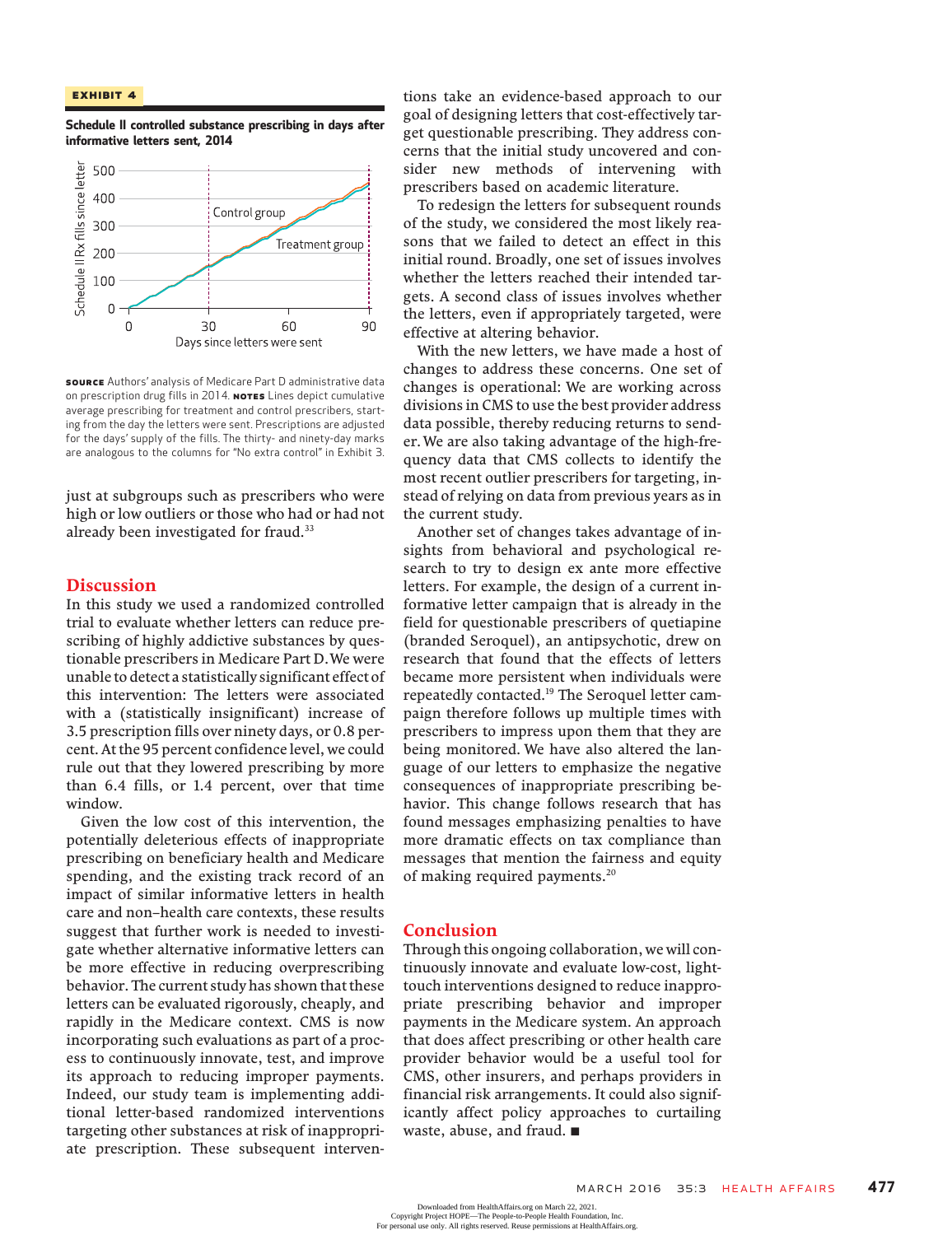**EXHIBIT 4**

**Schedule II controlled substance prescribing in days after informative letters sent, 2014**

**SOURCE** Authors' analysis of Medicare Part D administrative data on prescription drug fills in 2014. **NOTES** Lines depict cumulative average prescribing for treatment and control prescribers, starting from the day the letters were sent. Prescriptions are adjusted for the days' supply of the fills. The thirty- and ninety-day marks are analogous to the columns for "No extra control" in Exhibit 3.

just at subgroups such as prescribers who were high or low outliers or those who had or had not already been investigated for fraud.[33]

## Discussion

In this study we used a randomized controlled trial to evaluate whether letters can reduce prescribing of highly addictive substances by questionable prescribers in Medicare Part D. We were unable to detect a statistically significant effect of this intervention: The letters were associated with a (statistically insignificant) increase of 3.5 prescription fills over ninety days, or 0.8 percent. At the 95 percent confidence level, we could rule out that they lowered prescribing by more than 6.4 fills, or 1.4 percent, over that time window.

Given the low cost of this intervention, the potentially deleterious effects of inappropriate prescribing on beneficiary health and Medicare spending, and the existing track record of an impact of similar informative letters in health care and non–health care contexts, these results suggest that further work is needed to investigate whether alternative informative letters can be more effective in reducing overprescribing behavior. The current study has shown that these letters can be evaluated rigorously, cheaply, and rapidly in the Medicare context. CMS is now incorporating such evaluations as part of a process to continuously innovate, test, and improve its approach to reducing improper payments. Indeed, our study team is implementing additional letter-based randomized interventions targeting other substances at risk of inappropriate prescription. These subsequent interventions take an evidence-based approach to our goal of designing letters that cost-effectively target questionable prescribing. They address concerns that the initial study uncovered and consider new methods of intervening with prescribers based on academic literature.

To redesign the letters for subsequent rounds of the study, we considered the most likely reasons that we failed to detect an effect in this initial round. Broadly, one set of issues involves whether the letters reached their intended targets. A second class of issues involves whether the letters, even if appropriately targeted, were effective at altering behavior.

With the new letters, we have made a host of changes to address these concerns. One set of changes is operational: We are working across divisions in CMS to use the best provider address data possible, thereby reducing returns to sender. We are also taking advantage of the high-frequency data that CMS collects to identify the most recent outlier prescribers for targeting, instead of relying on data from previous years as in the current study.

Another set of changes takes advantage of insights from behavioral and psychological research to try to design ex ante more effective letters. For example, the design of a current informative letter campaign that is already in the field for questionable prescribers of quetiapine (branded Seroquel), an antipsychotic, drew on research that found that the effects of letters became more persistent when individuals were repeatedly contacted.[19] The Seroquel letter campaign therefore follows up multiple times with prescribers to impress upon them that they are being monitored. We have also altered the language of our letters to emphasize the negative consequences of inappropriate prescribing behavior. This change follows research that has found messages emphasizing penalties to have more dramatic effects on tax compliance than messages that mention the fairness and equity of making required payments.[20]

## Conclusion

Through this ongoing collaboration, we will continuously innovate and evaluate low-cost, light-touch interventions designed to reduce inappropriate prescribing behavior and improper payments in the Medicare system. An approach that does affect prescribing or other health care provider behavior would be a useful tool for CMS, other insurers, and perhaps providers in financial risk arrangements. It could also significantly affect policy approaches to curtailing waste, abuse, and fraud. ■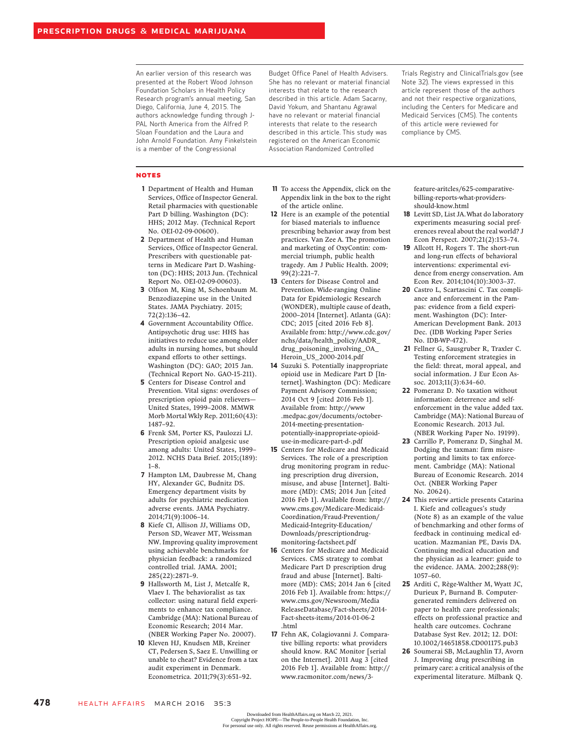An earlier version of this research was presented at the Robert Wood Johnson Foundation Scholars in Health Policy Research program's annual meeting, San Diego, California, June 4, 2015. The authors acknowledge funding through J-PAL North America from the Alfred P. Sloan Foundation and the Laura and John Arnold Foundation. Amy Finkelstein is a member of the Congressional Budget Office Panel of Health Advisers. She has no relevant or material financial interests that relate to the research described in this article. Adam Sacarny, David Yokum, and Shantanu Agrawal have no relevant or material financial interests that relate to the research described in this article. This study was registered on the American Economic Association Randomized Controlled Trials Registry and ClinicalTrials.gov (see Note 32). The views expressed in this article represent those of the authors and not their respective organizations, including the Centers for Medicare and Medicaid Services (CMS). The contents of this article were reviewed for compliance by CMS.

## NOTES

1. Department of Health and Human Services, Office of Inspector General. Retail pharmacies with questionable Part D billing. Washington (DC): HHS; 2012 May. (Technical Report No. OEI-02-09-00600).
2. Department of Health and Human Services, Office of Inspector General. Prescribers with questionable patterns in Medicare Part D. Washington (DC): HHS; 2013 Jun. (Technical Report No. OEI-02-09-00603).
3. Olfson M, King M, Schoenbaum M. Benzodiazepine use in the United States. JAMA Psychiatry. 2015; 72(2):136–42.
4. Government Accountability Office. Antipsychotic drug use: HHS has initiatives to reduce use among older adults in nursing homes, but should expand efforts to other settings. Washington (DC): GAO; 2015 Jan. (Technical Report No. GAO-15-211).
5. Centers for Disease Control and Prevention. Vital signs: overdoses of prescription opioid pain relievers—United States, 1999–2008. MMWR Morb Mortal Wkly Rep. 2011;60(43): 1487–92.
6. Frenk SM, Porter KS, Paulozzi LJ. Prescription opioid analgesic use among adults: United States, 1999–2012. NCHS Data Brief. 2015;(189): 1–8.
7. Hampton LM, Daubresse M, Chang HY, Alexander GC, Budnitz DS. Emergency department visits by adults for psychiatric medication adverse events. JAMA Psychiatry. 2014;71(9):1006–14.
8. Kiefe CI, Allison JJ, Williams OD, Person SD, Weaver MT, Weissman NW. Improving quality improvement using achievable benchmarks for physician feedback: a randomized controlled trial. JAMA. 2001; 285(22):2871–9.
9. Hallsworth M, List J, Metcalfe R, Vlaev I. The behavioralist as tax collector: using natural field experiments to enhance tax compliance. Cambridge (MA): National Bureau of Economic Research; 2014 Mar. (NBER Working Paper No. 20007).
10. Kleven HJ, Knudsen MB, Kreiner CT, Pedersen S, Saez E. Unwilling or unable to cheat? Evidence from a tax audit experiment in Denmark. Econometrica. 2011;79(3):651–92.
11. To access the Appendix, click on the Appendix link in the box to the right of the article online.
12. Here is an example of the potential for biased materials to influence prescribing behavior away from best practices. Van Zee A. The promotion and marketing of OxyContin: commercial triumph, public health tragedy. Am J Public Health. 2009; 99(2):221–7.
13. Centers for Disease Control and Prevention. Wide-ranging Online Data for Epidemiologic Research (WONDER), multiple cause of death, 2000–2014 [Internet]. Atlanta (GA): CDC; 2015 [cited 2016 Feb 8]. Available from: http://www.cdc.gov/nchs/data/health_policy/AADR_drug_poisoning_involving_OA_Heroin_US_2000-2014.pdf
14. Suzuki S. Potentially inappropriate opioid use in Medicare Part D [Internet]. Washington (DC): Medicare Payment Advisory Commission; 2014 Oct 9 [cited 2016 Feb 1]. Available from: http://www.medpac.gov/documents/october-2014-meeting-presentation-potentially-inappropriate-opioid-use-in-medicare-part-d-.pdf
15. Centers for Medicare and Medicaid Services. The role of a prescription drug monitoring program in reducing prescription drug diversion, misuse, and abuse [Internet]. Baltimore (MD): CMS; 2014 Jun [cited 2016 Feb 1]. Available from: http://www.cms.gov/Medicare-Medicaid-Coordination/Fraud-Prevention/Medicaid-Integrity-Education/Downloads/prescriptiondrug-monitoring-factsheet.pdf
16. Centers for Medicare and Medicaid Services. CMS strategy to combat Medicare Part D prescription drug fraud and abuse [Internet]. Baltimore (MD): CMS; 2014 Jan 6 [cited 2016 Feb 1]. Available from: https://www.cms.gov/Newsroom/MediaReleaseDatabase/Fact-sheets/2014-Fact-sheets-items/2014-01-06-2.html
17. Fehn AK, Colagiovanni J. Comparative billing reports: what providers should know. RAC Monitor [serial on the Internet]. 2011 Aug 3 [cited 2016 Feb 1]. Available from: http://www.racmonitor.com/news/3-feature-aritcles/625-comparative-billing-reports-what-providers-should-know.html
18. Levitt SD, List JA. What do laboratory experiments measuring social preferences reveal about the real world? J Econ Perspect. 2007;21(2):153–74.
19. Allcott H, Rogers T. The short-run and long-run effects of behavioral interventions: experimental evidence from energy conservation. Am Econ Rev. 2014;104(10):3003–37.
20. Castro L, Scartascini C. Tax compliance and enforcement in the Pampas: evidence from a field experiment. Washington (DC): Inter-American Development Bank. 2013 Dec. (IDB Working Paper Series No. IDB-WP-472).
21. Fellner G, Sausgruber R, Traxler C. Testing enforcement strategies in the field: threat, moral appeal, and social information. J Eur Econ Assoc. 2013;11(3):634–60.
22. Pomeranz D. No taxation without information: deterrence and self-enforcement in the value added tax. Cambridge (MA): National Bureau of Economic Research. 2013 Jul. (NBER Working Paper No. 19199).
23. Carrillo P, Pomeranz D, Singhal M. Dodging the taxman: firm misreporting and limits to tax enforcement. Cambridge (MA): National Bureau of Economic Research. 2014 Oct. (NBER Working Paper No. 20624).
24. This review article presents Catarina I. Kiefe and colleagues's study (Note 8) as an example of the value of benchmarking and other forms of feedback in continuing medical education. Mazmanian PE, Davis DA. Continuing medical education and the physician as a learner: guide to the evidence. JAMA. 2002;288(9): 1057–60.
25. Arditi C, Rège-Walther M, Wyatt JC, Durieux P, Burnand B. Computer-generated reminders delivered on paper to health care professionals; effects on professional practice and health care outcomes. Cochrane Database Syst Rev. 2012; 12. DOI: 10.1002/14651858.CD001175.pub3
26. Soumerai SB, McLaughlin TJ, Avorn J. Improving drug prescribing in primary care: a critical analysis of the experimental literature. Milbank Q.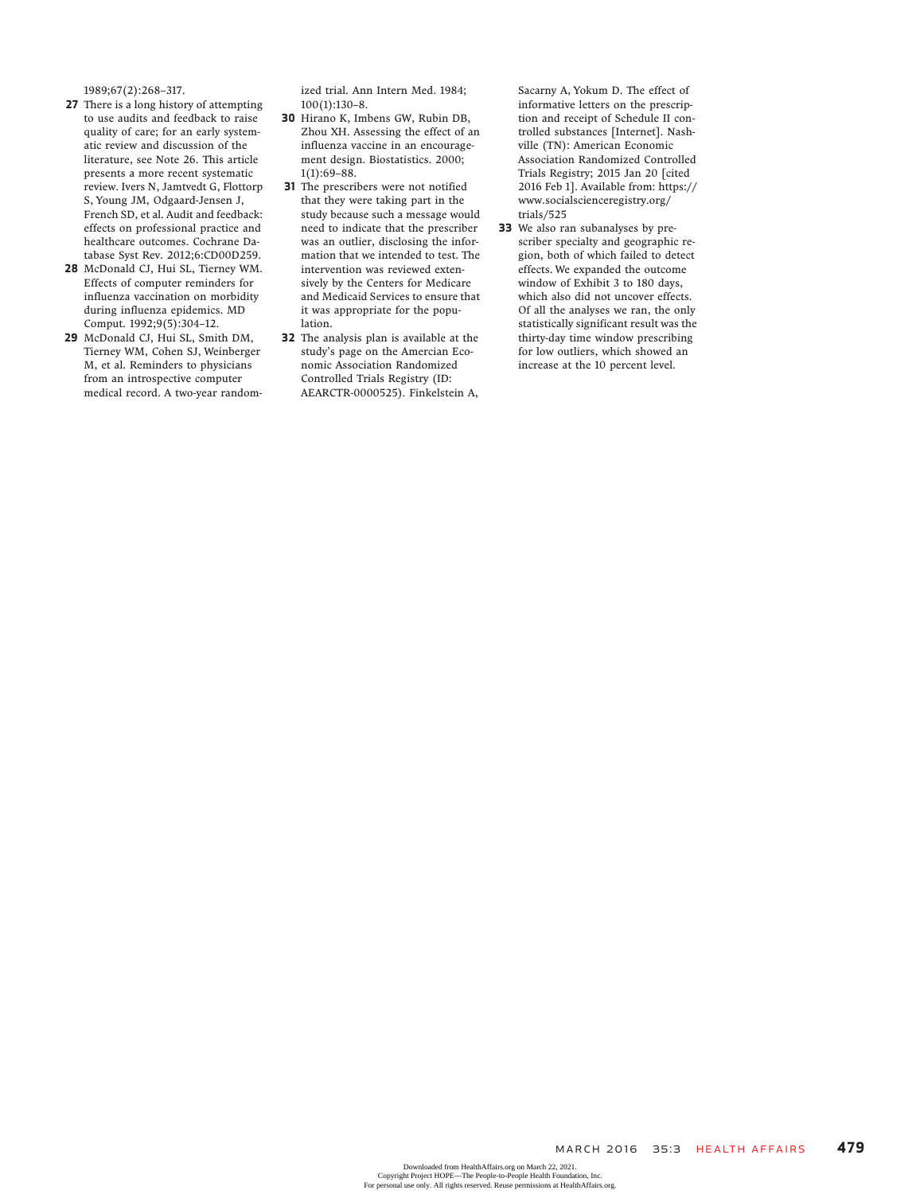1989;67(2):268–317.

**27** There is a long history of attempting to use audits and feedback to raise quality of care; for an early systematic review and discussion of the literature, see Note 26. This article presents a more recent systematic review. Ivers N, Jamtvedt G, Flottorp S, Young JM, Odgaard-Jensen J, French SD, et al. Audit and feedback: effects on professional practice and healthcare outcomes. Cochrane Database Syst Rev. 2012;6:CD00D259.

**28** McDonald CJ, Hui SL, Tierney WM. Effects of computer reminders for influenza vaccination on morbidity during influenza epidemics. MD Comput. 1992;9(5):304–12.

**29** McDonald CJ, Hui SL, Smith DM, Tierney WM, Cohen SJ, Weinberger M, et al. Reminders to physicians from an introspective computer medical record. A two-year randomized trial. Ann Intern Med. 1984; 100(1):130–8.

**30** Hirano K, Imbens GW, Rubin DB, Zhou XH. Assessing the effect of an influenza vaccine in an encouragement design. Biostatistics. 2000; 1(1):69–88.

**31** The prescribers were not notified that they were taking part in the study because such a message would need to indicate that the prescriber was an outlier, disclosing the information that we intended to test. The intervention was reviewed extensively by the Centers for Medicare and Medicaid Services to ensure that it was appropriate for the population.

**32** The analysis plan is available at the study's page on the Amercian Economic Association Randomized Controlled Trials Registry (ID: AEARCTR-0000525). Finkelstein A, Sacarny A, Yokum D. The effect of informative letters on the prescription and receipt of Schedule II controlled substances [Internet]. Nashville (TN): American Economic Association Randomized Controlled Trials Registry; 2015 Jan 20 [cited 2016 Feb 1]. Available from: https://www.socialscienceregistry.org/trials/525

**33** We also ran subanalyses by prescriber specialty and geographic region, both of which failed to detect effects. We expanded the outcome window of Exhibit 3 to 180 days, which also did not uncover effects. Of all the analyses we ran, the only statistically significant result was the thirty-day time window prescribing for low outliers, which showed an increase at the 10 percent level.